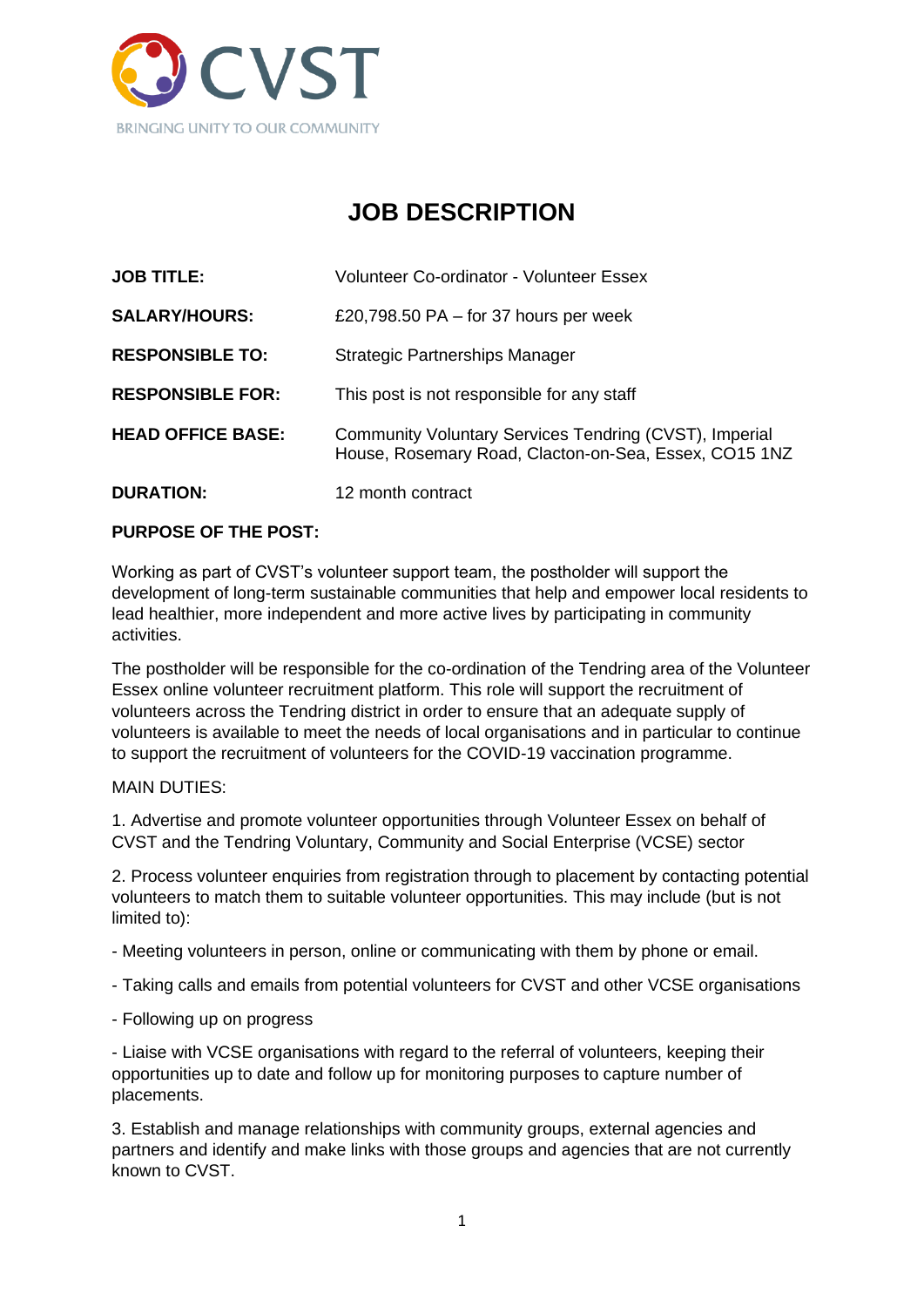CVST

BRINGING UNITY TO OUR COMMUNITY

# JOB DESCRIPTION

| | |
|---|---|
| **JOB TITLE:** | Volunteer Co-ordinator - Volunteer Essex |
| **SALARY/HOURS:** | £20,798.50 PA – for 37 hours per week |
| **RESPONSIBLE TO:** | Strategic Partnerships Manager |
| **RESPONSIBLE FOR:** | This post is not responsible for any staff |
| **HEAD OFFICE BASE:** | Community Voluntary Services Tendring (CVST), Imperial House, Rosemary Road, Clacton-on-Sea, Essex, CO15 1NZ |
| **DURATION:** | 12 month contract |

**PURPOSE OF THE POST:**

Working as part of CVST's volunteer support team, the postholder will support the development of long-term sustainable communities that help and empower local residents to lead healthier, more independent and more active lives by participating in community activities.

The postholder will be responsible for the co-ordination of the Tendring area of the Volunteer Essex online volunteer recruitment platform. This role will support the recruitment of volunteers across the Tendring district in order to ensure that an adequate supply of volunteers is available to meet the needs of local organisations and in particular to continue to support the recruitment of volunteers for the COVID-19 vaccination programme.

MAIN DUTIES:

1. Advertise and promote volunteer opportunities through Volunteer Essex on behalf of CVST and the Tendring Voluntary, Community and Social Enterprise (VCSE) sector

2. Process volunteer enquiries from registration through to placement by contacting potential volunteers to match them to suitable volunteer opportunities. This may include (but is not limited to):

- Meeting volunteers in person, online or communicating with them by phone or email.
- Taking calls and emails from potential volunteers for CVST and other VCSE organisations
- Following up on progress
- Liaise with VCSE organisations with regard to the referral of volunteers, keeping their opportunities up to date and follow up for monitoring purposes to capture number of placements.

3. Establish and manage relationships with community groups, external agencies and partners and identify and make links with those groups and agencies that are not currently known to CVST.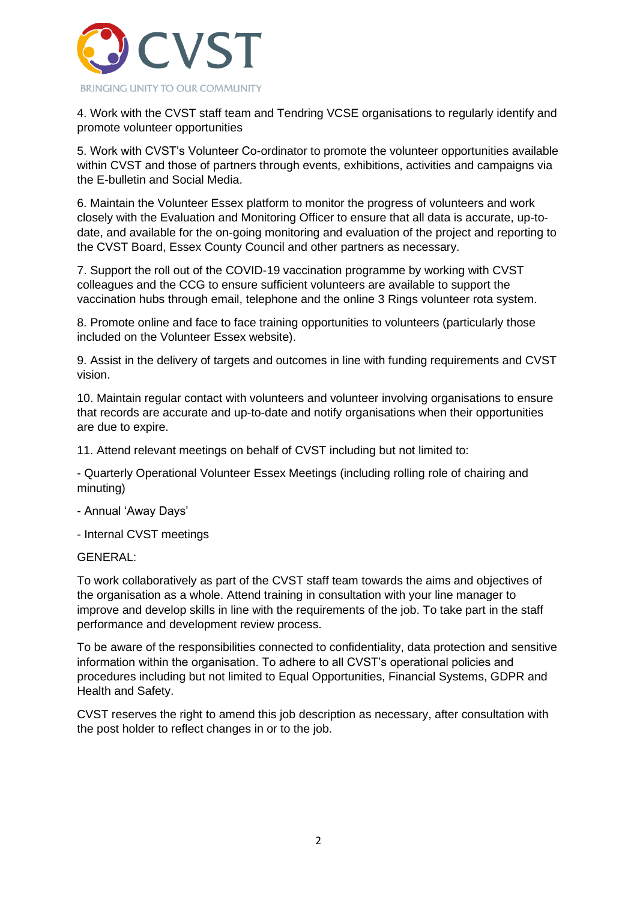4. Work with the CVST staff team and Tendring VCSE organisations to regularly identify and promote volunteer opportunities

5. Work with CVST's Volunteer Co-ordinator to promote the volunteer opportunities available within CVST and those of partners through events, exhibitions, activities and campaigns via the E-bulletin and Social Media.

6. Maintain the Volunteer Essex platform to monitor the progress of volunteers and work closely with the Evaluation and Monitoring Officer to ensure that all data is accurate, up-to-date, and available for the on-going monitoring and evaluation of the project and reporting to the CVST Board, Essex County Council and other partners as necessary.

7. Support the roll out of the COVID-19 vaccination programme by working with CVST colleagues and the CCG to ensure sufficient volunteers are available to support the vaccination hubs through email, telephone and the online 3 Rings volunteer rota system.

8. Promote online and face to face training opportunities to volunteers (particularly those included on the Volunteer Essex website).

9. Assist in the delivery of targets and outcomes in line with funding requirements and CVST vision.

10. Maintain regular contact with volunteers and volunteer involving organisations to ensure that records are accurate and up-to-date and notify organisations when their opportunities are due to expire.

11. Attend relevant meetings on behalf of CVST including but not limited to:

- Quarterly Operational Volunteer Essex Meetings (including rolling role of chairing and minuting)

- Annual 'Away Days'

- Internal CVST meetings

GENERAL:

To work collaboratively as part of the CVST staff team towards the aims and objectives of the organisation as a whole. Attend training in consultation with your line manager to improve and develop skills in line with the requirements of the job. To take part in the staff performance and development review process.

To be aware of the responsibilities connected to confidentiality, data protection and sensitive information within the organisation. To adhere to all CVST's operational policies and procedures including but not limited to Equal Opportunities, Financial Systems, GDPR and Health and Safety.

CVST reserves the right to amend this job description as necessary, after consultation with the post holder to reflect changes in or to the job.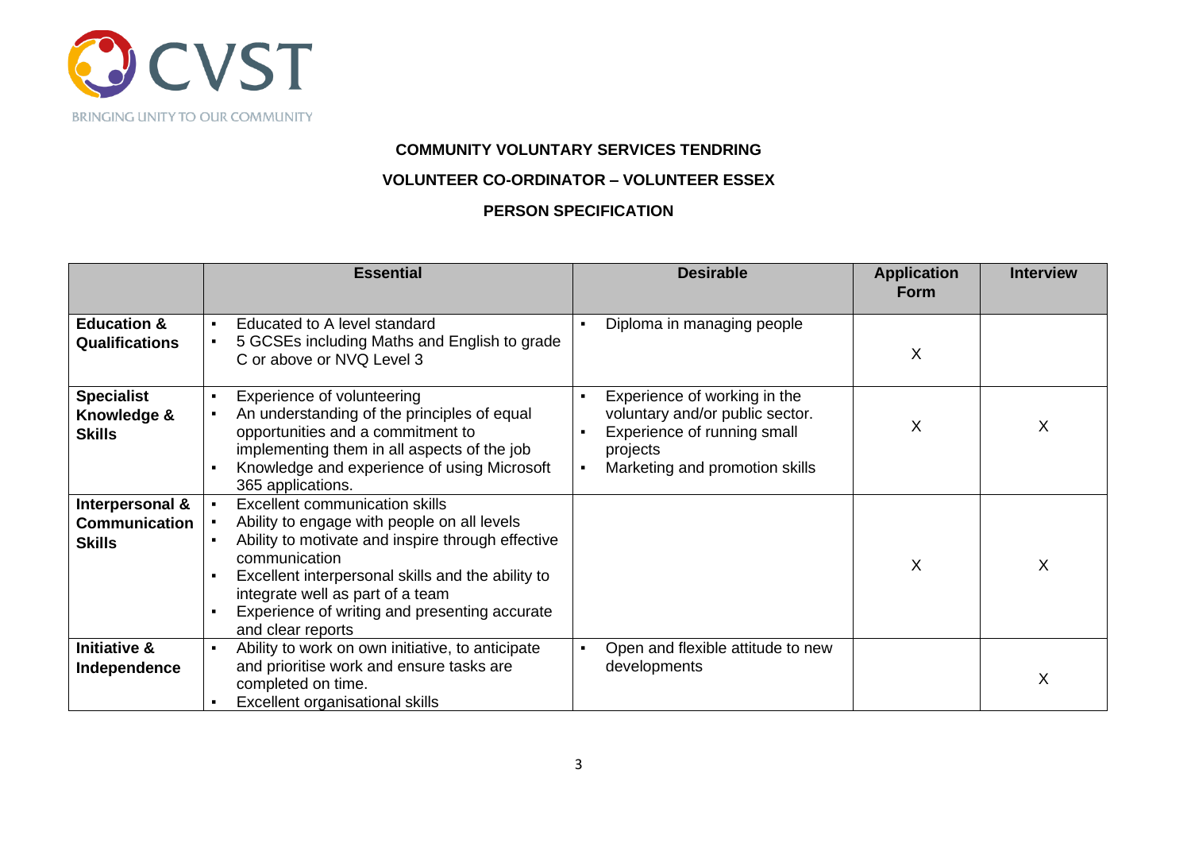CVST

BRINGING UNITY TO OUR COMMUNITY

**COMMUNITY VOLUNTARY SERVICES TENDRING**

**VOLUNTEER CO-ORDINATOR – VOLUNTEER ESSEX**

**PERSON SPECIFICATION**

| | Essential | Desirable | Application Form | Interview |
|---|---|---|---|---|
| **Education & Qualifications** | ▪ Educated to A level standard<br>▪ 5 GCSEs including Maths and English to grade C or above or NVQ Level 3 | ▪ Diploma in managing people | X | |
| **Specialist Knowledge & Skills** | ▪ Experience of volunteering<br>▪ An understanding of the principles of equal opportunities and a commitment to implementing them in all aspects of the job<br>▪ Knowledge and experience of using Microsoft 365 applications. | ▪ Experience of working in the voluntary and/or public sector.<br>▪ Experience of running small projects<br>▪ Marketing and promotion skills | X | X |
| **Interpersonal & Communication Skills** | ▪ Excellent communication skills<br>▪ Ability to engage with people on all levels<br>▪ Ability to motivate and inspire through effective communication<br>▪ Excellent interpersonal skills and the ability to integrate well as part of a team<br>▪ Experience of writing and presenting accurate and clear reports | | X | X |
| **Initiative & Independence** | ▪ Ability to work on own initiative, to anticipate and prioritise work and ensure tasks are completed on time.<br>▪ Excellent organisational skills | ▪ Open and flexible attitude to new developments | | X |